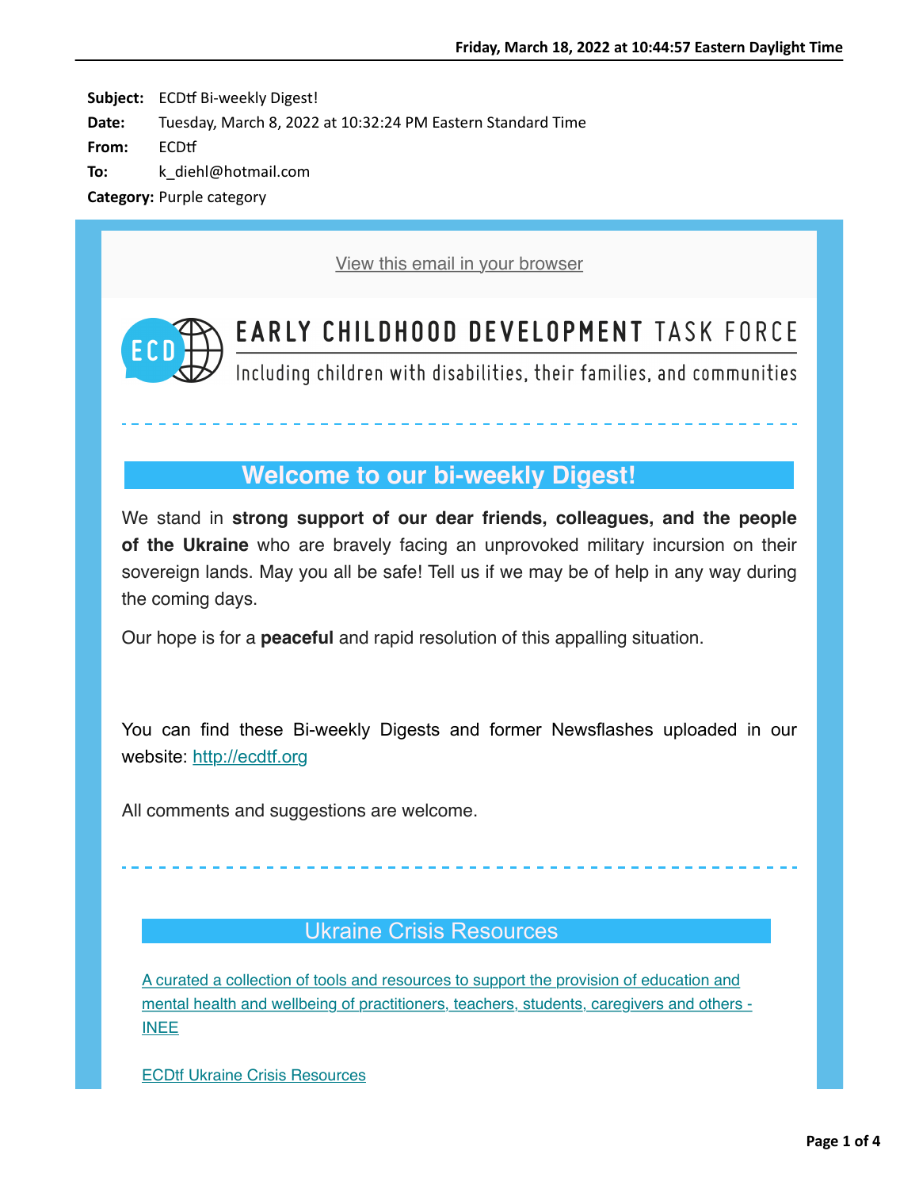**Subject:** ECDtf Bi-weekly Digest!
**Date:** Tuesday, March 8, 2022 at 10:32:24 PM Eastern Standard Time
**From:** ECDtf
**To:** k_diehl@hotmail.com
**Category:** Purple category

[View this email in your browser]

EARLY CHILDHOOD DEVELOPMENT TASK FORCE
Including children with disabilities, their families, and communities

## Welcome to our bi-weekly Digest!

We stand in **strong support of our dear friends, colleagues, and the people of the Ukraine** who are bravely facing an unprovoked military incursion on their sovereign lands. May you all be safe! Tell us if we may be of help in any way during the coming days.

Our hope is for a **peaceful** and rapid resolution of this appalling situation.

You can find these Bi-weekly Digests and former Newsflashes uploaded in our website: [http://ecdtf.org](http://ecdtf.org)

All comments and suggestions are welcome.

## Ukraine Crisis Resources

[A curated a collection of tools and resources to support the provision of education and mental health and wellbeing of practitioners, teachers, students, caregivers and others - INEE]

[ECDtf Ukraine Crisis Resources]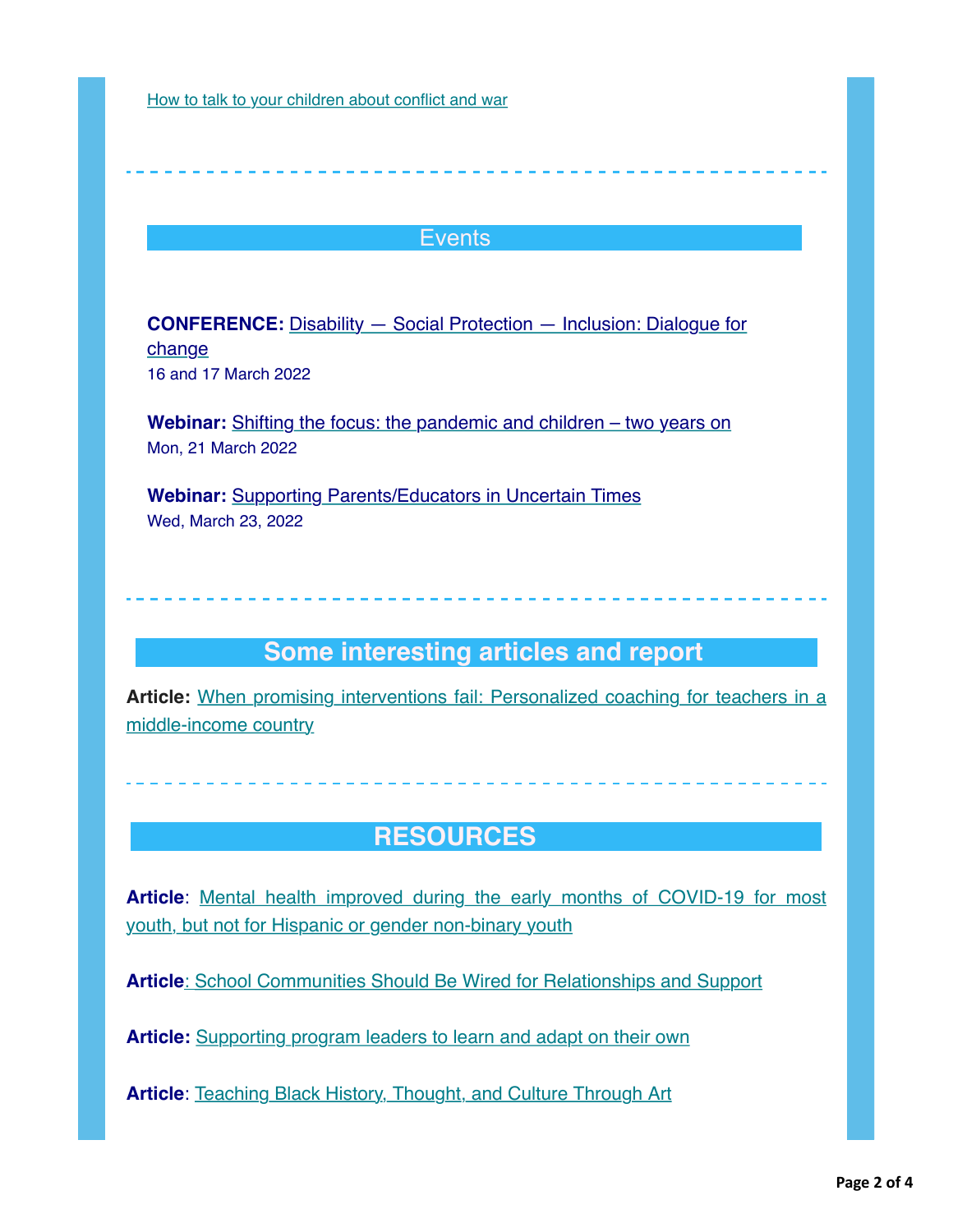How to talk to your children about conflict and war

---

## Events

**CONFERENCE:** Disability — Social Protection — Inclusion: Dialogue for change
16 and 17 March 2022

**Webinar:** Shifting the focus: the pandemic and children – two years on
Mon, 21 March 2022

**Webinar:** Supporting Parents/Educators in Uncertain Times
Wed, March 23, 2022

---

## Some interesting articles and report

**Article:** When promising interventions fail: Personalized coaching for teachers in a middle-income country

---

## RESOURCES

**Article**: Mental health improved during the early months of COVID-19 for most youth, but not for Hispanic or gender non-binary youth

**Article**: School Communities Should Be Wired for Relationships and Support

**Article:** Supporting program leaders to learn and adapt on their own

**Article**: Teaching Black History, Thought, and Culture Through Art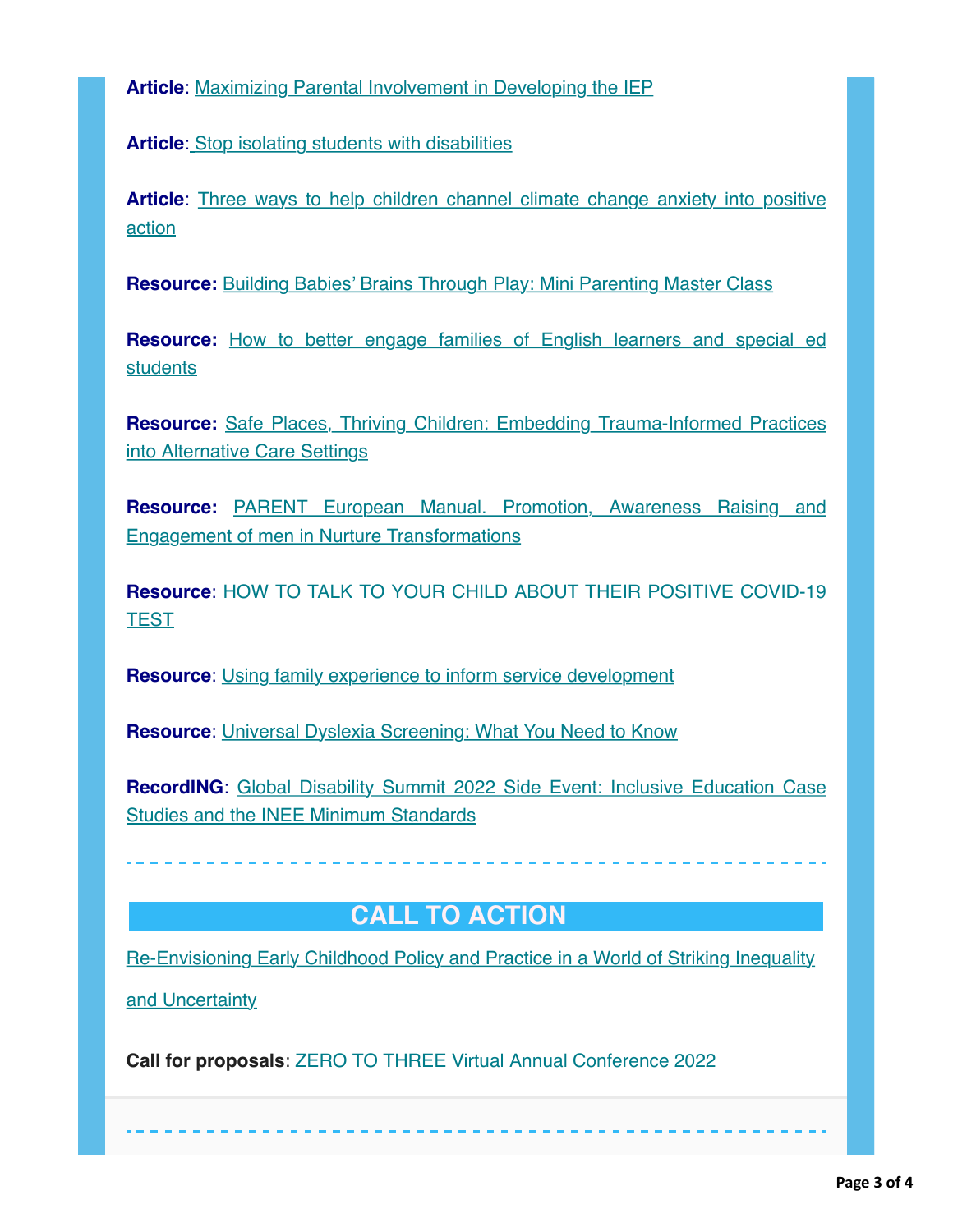**Article**: Maximizing Parental Involvement in Developing the IEP

**Article**: Stop isolating students with disabilities

**Article**: Three ways to help children channel climate change anxiety into positive action

**Resource:** Building Babies' Brains Through Play: Mini Parenting Master Class

**Resource:** How to better engage families of English learners and special ed students

**Resource:** Safe Places, Thriving Children: Embedding Trauma-Informed Practices into Alternative Care Settings

**Resource:** PARENT European Manual. Promotion, Awareness Raising and Engagement of men in Nurture Transformations

**Resource**: HOW TO TALK TO YOUR CHILD ABOUT THEIR POSITIVE COVID-19 TEST

**Resource**: Using family experience to inform service development

**Resource**: Universal Dyslexia Screening: What You Need to Know

**RecordING**: Global Disability Summit 2022 Side Event: Inclusive Education Case Studies and the INEE Minimum Standards

---

## CALL TO ACTION

Re-Envisioning Early Childhood Policy and Practice in a World of Striking Inequality and Uncertainty

**Call for proposals**: ZERO TO THREE Virtual Annual Conference 2022

---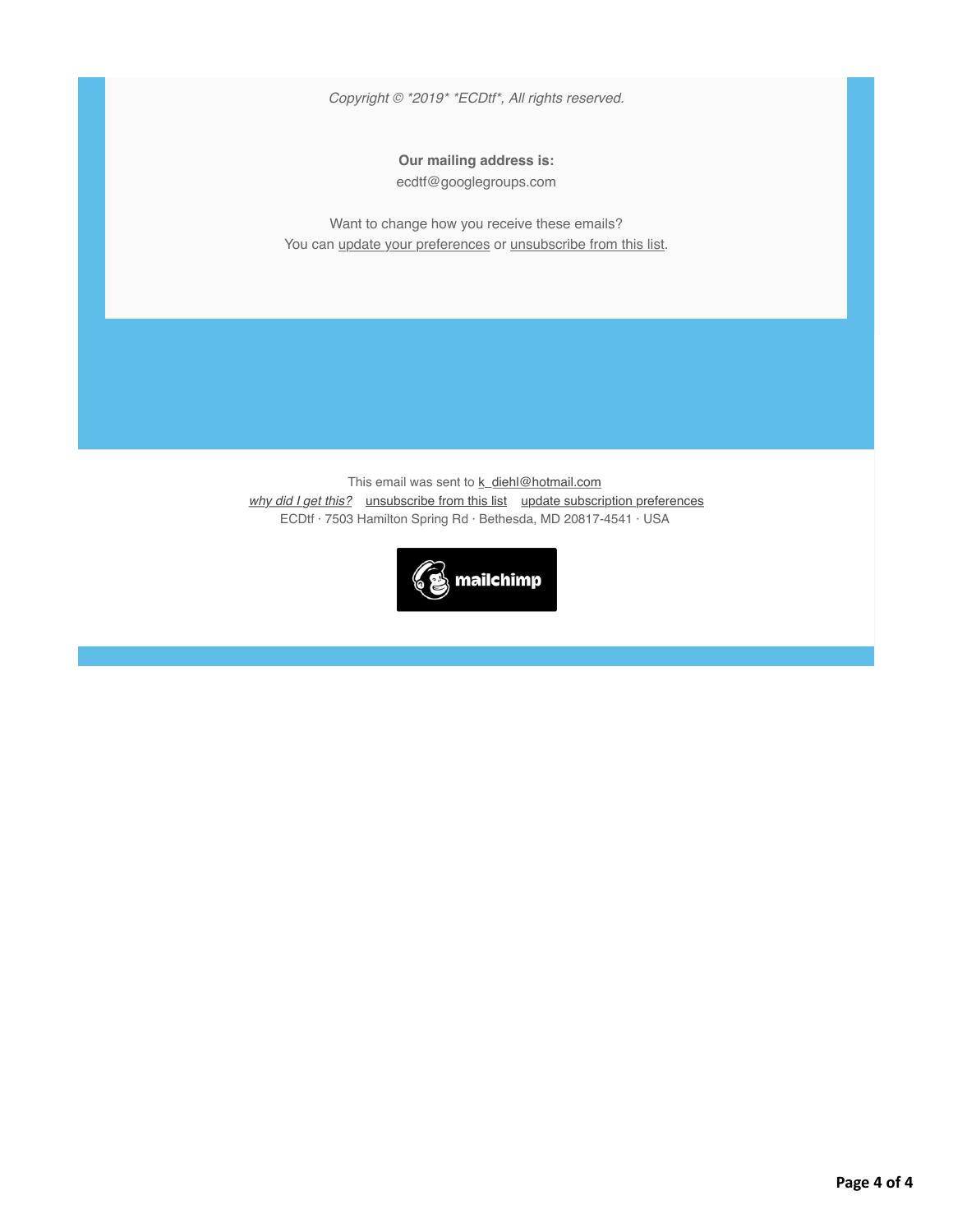*Copyright © *2019* *ECDtf*, All rights reserved.*

**Our mailing address is:**
ecdtf@googlegroups.com

Want to change how you receive these emails?
You can update your preferences or unsubscribe from this list.

This email was sent to k_diehl@hotmail.com
*why did I get this?* unsubscribe from this list update subscription preferences
ECDtf · 7503 Hamilton Spring Rd · Bethesda, MD 20817-4541 · USA

mailchimp